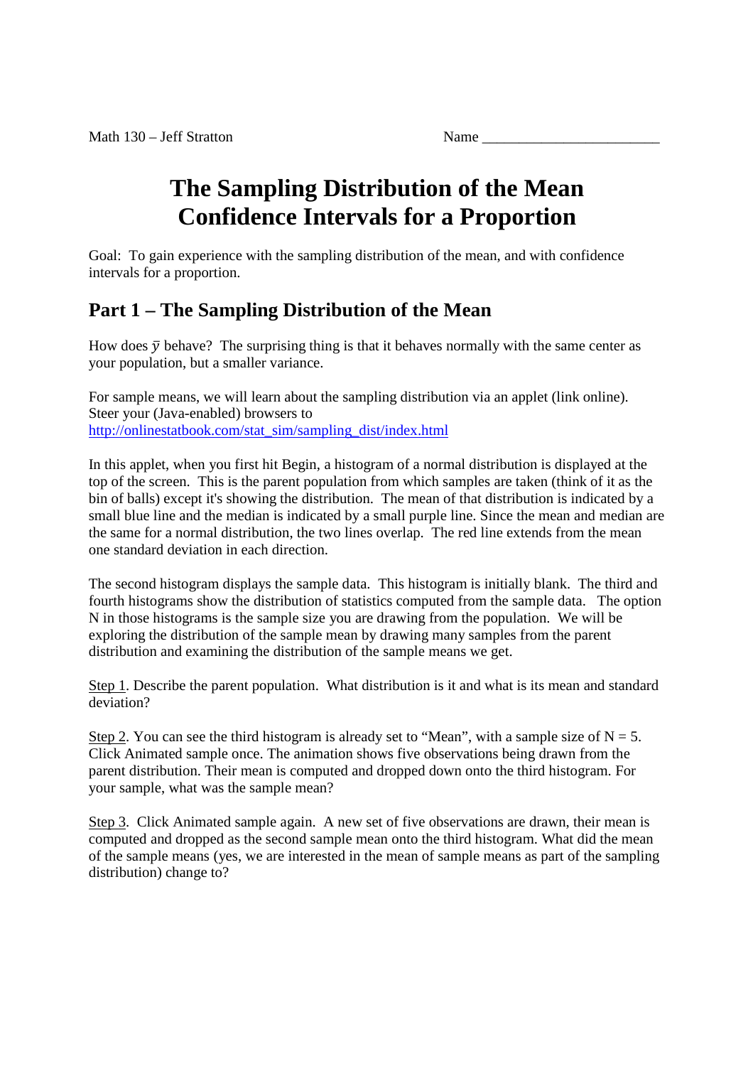Math 130 – Jeff Stratton　　　　　　　　　　　　　　　Name ________________________

# The Sampling Distribution of the Mean
# Confidence Intervals for a Proportion

Goal: To gain experience with the sampling distribution of the mean, and with confidence intervals for a proportion.

## Part 1 – The Sampling Distribution of the Mean

How does $\bar{y}$ behave? The surprising thing is that it behaves normally with the same center as your population, but a smaller variance.

For sample means, we will learn about the sampling distribution via an applet (link online). Steer your (Java-enabled) browsers to
http://onlinestatbook.com/stat_sim/sampling_dist/index.html

In this applet, when you first hit Begin, a histogram of a normal distribution is displayed at the top of the screen. This is the parent population from which samples are taken (think of it as the bin of balls) except it's showing the distribution. The mean of that distribution is indicated by a small blue line and the median is indicated by a small purple line. Since the mean and median are the same for a normal distribution, the two lines overlap. The red line extends from the mean one standard deviation in each direction.

The second histogram displays the sample data. This histogram is initially blank. The third and fourth histograms show the distribution of statistics computed from the sample data. The option N in those histograms is the sample size you are drawing from the population. We will be exploring the distribution of the sample mean by drawing many samples from the parent distribution and examining the distribution of the sample means we get.

Step 1. Describe the parent population. What distribution is it and what is its mean and standard deviation?

Step 2. You can see the third histogram is already set to "Mean", with a sample size of N = 5. Click Animated sample once. The animation shows five observations being drawn from the parent distribution. Their mean is computed and dropped down onto the third histogram. For your sample, what was the sample mean?

Step 3. Click Animated sample again. A new set of five observations are drawn, their mean is computed and dropped as the second sample mean onto the third histogram. What did the mean of the sample means (yes, we are interested in the mean of sample means as part of the sampling distribution) change to?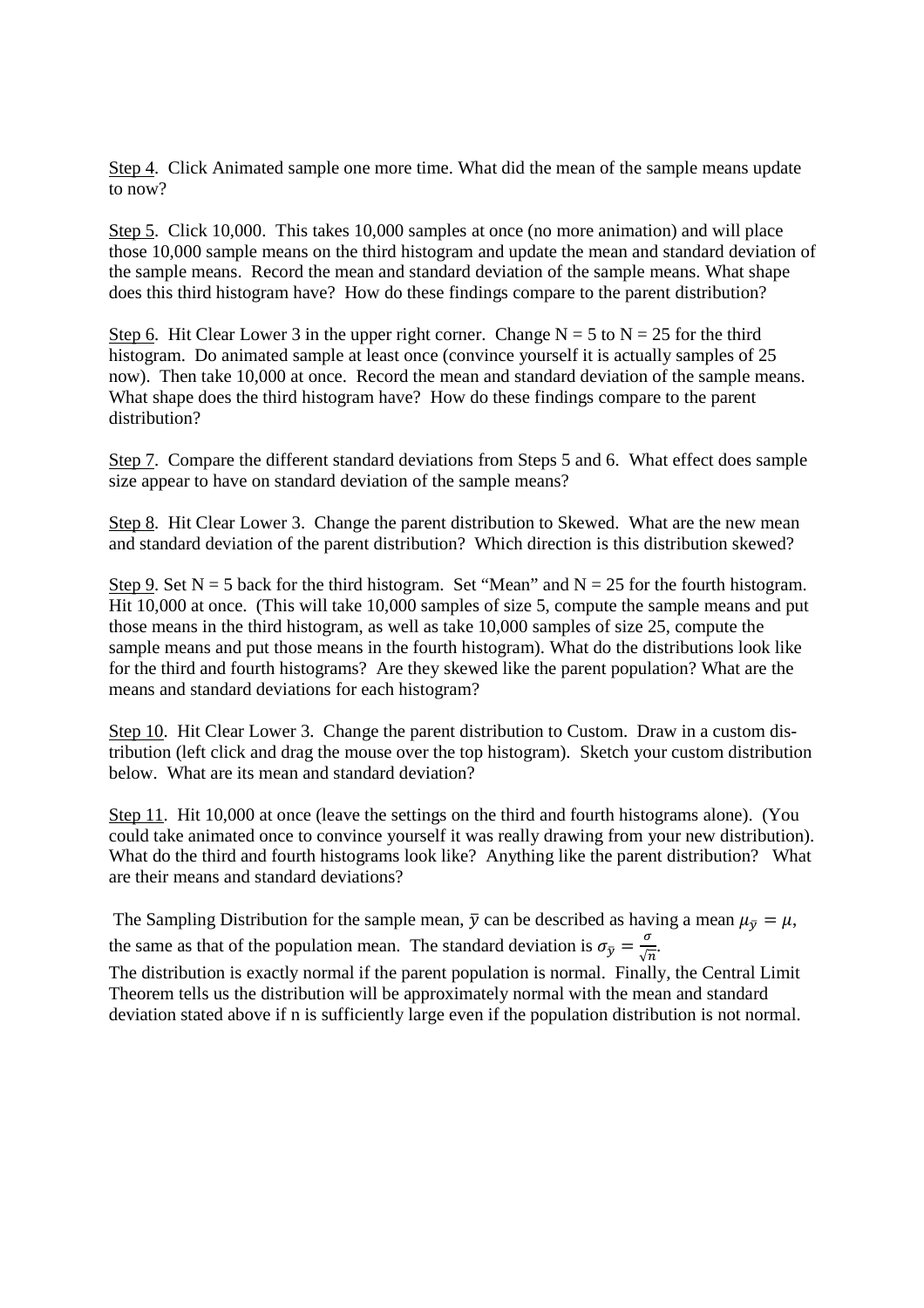Step 4. Click Animated sample one more time. What did the mean of the sample means update to now?

Step 5. Click 10,000. This takes 10,000 samples at once (no more animation) and will place those 10,000 sample means on the third histogram and update the mean and standard deviation of the sample means. Record the mean and standard deviation of the sample means. What shape does this third histogram have? How do these findings compare to the parent distribution?

Step 6. Hit Clear Lower 3 in the upper right corner. Change $N = 5$ to $N = 25$ for the third histogram. Do animated sample at least once (convince yourself it is actually samples of 25 now). Then take 10,000 at once. Record the mean and standard deviation of the sample means. What shape does the third histogram have? How do these findings compare to the parent distribution?

Step 7. Compare the different standard deviations from Steps 5 and 6. What effect does sample size appear to have on standard deviation of the sample means?

Step 8. Hit Clear Lower 3. Change the parent distribution to Skewed. What are the new mean and standard deviation of the parent distribution? Which direction is this distribution skewed?

Step 9. Set $N = 5$ back for the third histogram. Set "Mean" and $N = 25$ for the fourth histogram. Hit 10,000 at once. (This will take 10,000 samples of size 5, compute the sample means and put those means in the third histogram, as well as take 10,000 samples of size 25, compute the sample means and put those means in the fourth histogram). What do the distributions look like for the third and fourth histograms? Are they skewed like the parent population? What are the means and standard deviations for each histogram?

Step 10. Hit Clear Lower 3. Change the parent distribution to Custom. Draw in a custom distribution (left click and drag the mouse over the top histogram). Sketch your custom distribution below. What are its mean and standard deviation?

Step 11. Hit 10,000 at once (leave the settings on the third and fourth histograms alone). (You could take animated once to convince yourself it was really drawing from your new distribution). What do the third and fourth histograms look like? Anything like the parent distribution? What are their means and standard deviations?

The Sampling Distribution for the sample mean, $\bar{y}$ can be described as having a mean $\mu_{\bar{y}} = \mu$, the same as that of the population mean. The standard deviation is $\sigma_{\bar{y}} = \frac{\sigma}{\sqrt{n}}$.
The distribution is exactly normal if the parent population is normal. Finally, the Central Limit Theorem tells us the distribution will be approximately normal with the mean and standard deviation stated above if n is sufficiently large even if the population distribution is not normal.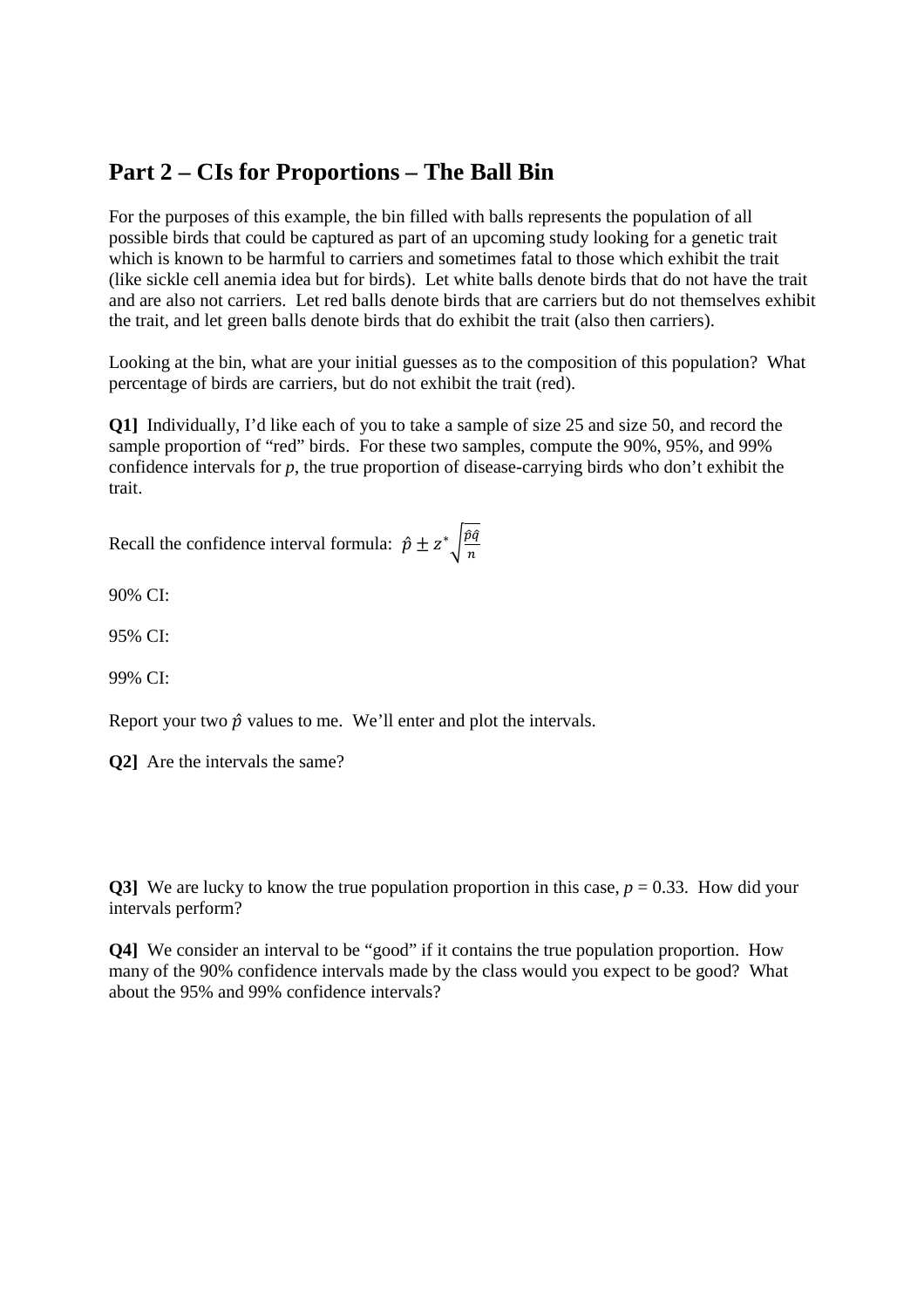## Part 2 – CIs for Proportions – The Ball Bin

For the purposes of this example, the bin filled with balls represents the population of all possible birds that could be captured as part of an upcoming study looking for a genetic trait which is known to be harmful to carriers and sometimes fatal to those which exhibit the trait (like sickle cell anemia idea but for birds). Let white balls denote birds that do not have the trait and are also not carriers. Let red balls denote birds that are carriers but do not themselves exhibit the trait, and let green balls denote birds that do exhibit the trait (also then carriers).

Looking at the bin, what are your initial guesses as to the composition of this population? What percentage of birds are carriers, but do not exhibit the trait (red).

**Q1]** Individually, I'd like each of you to take a sample of size 25 and size 50, and record the sample proportion of "red" birds. For these two samples, compute the 90%, 95%, and 99% confidence intervals for $p$, the true proportion of disease-carrying birds who don't exhibit the trait.

Recall the confidence interval formula: $\hat{p} \pm z^* \sqrt{\frac{\hat{p}\hat{q}}{n}}$

90% CI:

95% CI:

99% CI:

Report your two $\hat{p}$ values to me. We'll enter and plot the intervals.

**Q2]** Are the intervals the same?

**Q3]** We are lucky to know the true population proportion in this case, $p = 0.33$. How did your intervals perform?

**Q4]** We consider an interval to be "good" if it contains the true population proportion. How many of the 90% confidence intervals made by the class would you expect to be good? What about the 95% and 99% confidence intervals?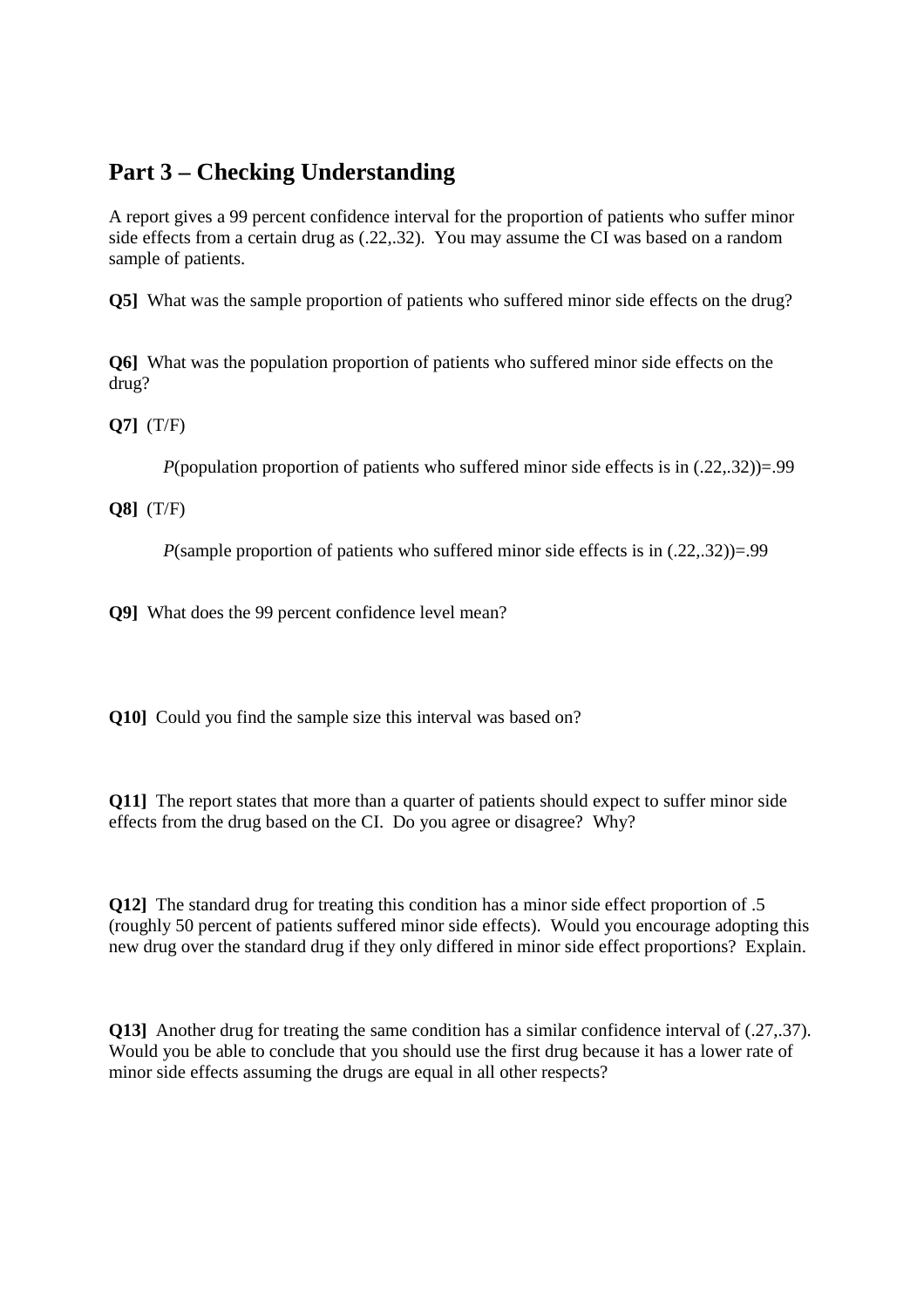## Part 3 – Checking Understanding

A report gives a 99 percent confidence interval for the proportion of patients who suffer minor side effects from a certain drug as (.22,.32). You may assume the CI was based on a random sample of patients.

**Q5]** What was the sample proportion of patients who suffered minor side effects on the drug?

**Q6]** What was the population proportion of patients who suffered minor side effects on the drug?

**Q7]** (T/F)

*P*(population proportion of patients who suffered minor side effects is in (.22,.32))=.99

**Q8]** (T/F)

*P*(sample proportion of patients who suffered minor side effects is in (.22,.32))=.99

**Q9]** What does the 99 percent confidence level mean?

**Q10]** Could you find the sample size this interval was based on?

**Q11]** The report states that more than a quarter of patients should expect to suffer minor side effects from the drug based on the CI. Do you agree or disagree? Why?

**Q12]** The standard drug for treating this condition has a minor side effect proportion of .5 (roughly 50 percent of patients suffered minor side effects). Would you encourage adopting this new drug over the standard drug if they only differed in minor side effect proportions? Explain.

**Q13]** Another drug for treating the same condition has a similar confidence interval of (.27,.37). Would you be able to conclude that you should use the first drug because it has a lower rate of minor side effects assuming the drugs are equal in all other respects?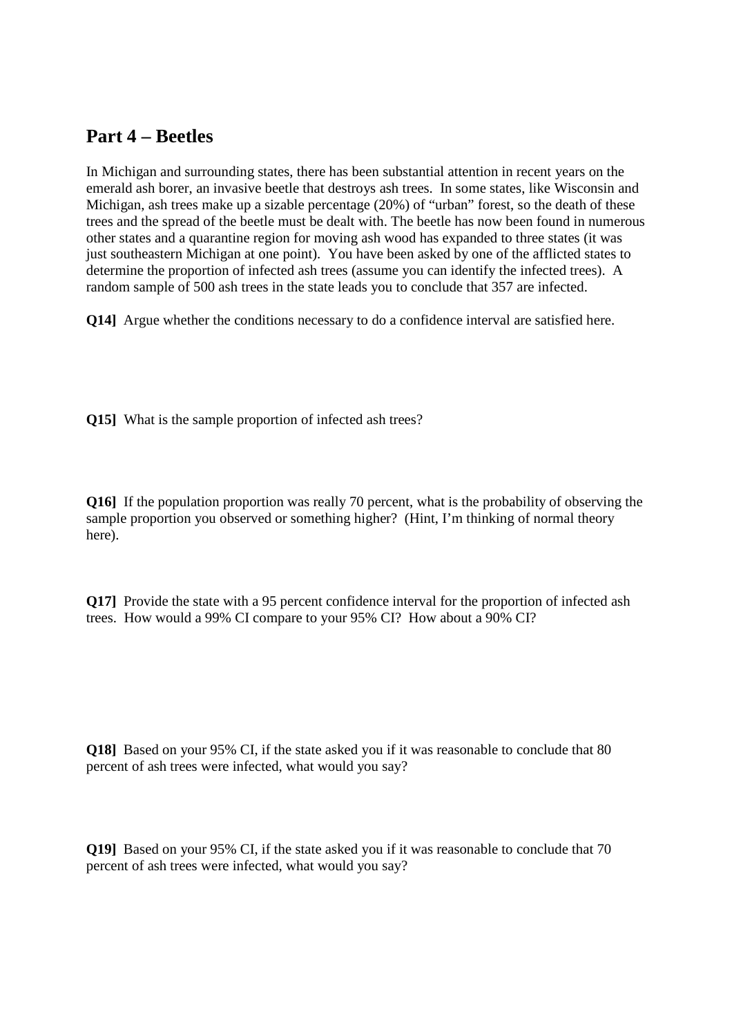## Part 4 – Beetles

In Michigan and surrounding states, there has been substantial attention in recent years on the emerald ash borer, an invasive beetle that destroys ash trees. In some states, like Wisconsin and Michigan, ash trees make up a sizable percentage (20%) of "urban" forest, so the death of these trees and the spread of the beetle must be dealt with. The beetle has now been found in numerous other states and a quarantine region for moving ash wood has expanded to three states (it was just southeastern Michigan at one point). You have been asked by one of the afflicted states to determine the proportion of infected ash trees (assume you can identify the infected trees). A random sample of 500 ash trees in the state leads you to conclude that 357 are infected.

**Q14]** Argue whether the conditions necessary to do a confidence interval are satisfied here.

**Q15]** What is the sample proportion of infected ash trees?

**Q16]** If the population proportion was really 70 percent, what is the probability of observing the sample proportion you observed or something higher? (Hint, I'm thinking of normal theory here).

**Q17]** Provide the state with a 95 percent confidence interval for the proportion of infected ash trees. How would a 99% CI compare to your 95% CI? How about a 90% CI?

**Q18]** Based on your 95% CI, if the state asked you if it was reasonable to conclude that 80 percent of ash trees were infected, what would you say?

**Q19]** Based on your 95% CI, if the state asked you if it was reasonable to conclude that 70 percent of ash trees were infected, what would you say?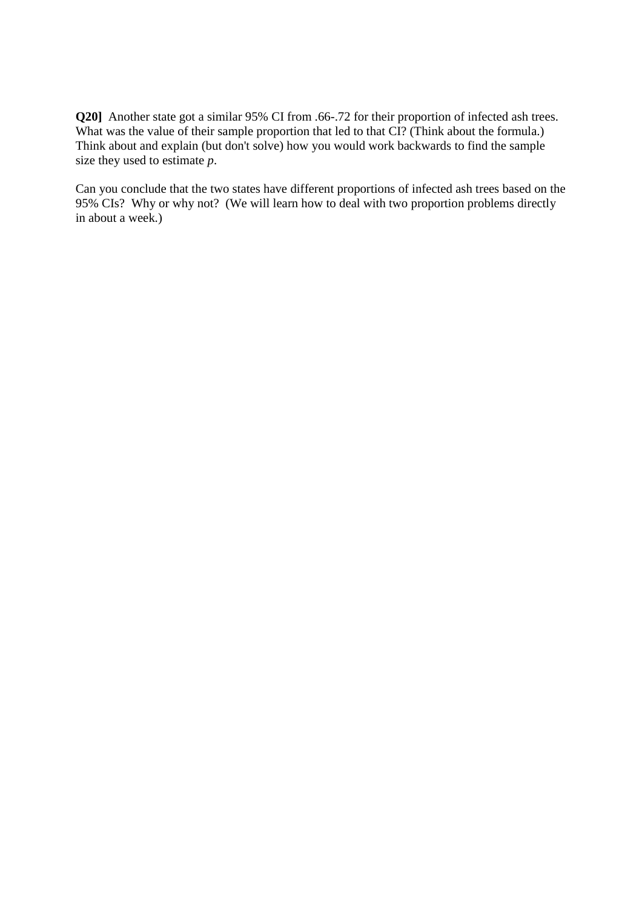**Q20]** Another state got a similar 95% CI from .66-.72 for their proportion of infected ash trees. What was the value of their sample proportion that led to that CI? (Think about the formula.) Think about and explain (but don't solve) how you would work backwards to find the sample size they used to estimate *p*.

Can you conclude that the two states have different proportions of infected ash trees based on the 95% CIs? Why or why not? (We will learn how to deal with two proportion problems directly in about a week.)